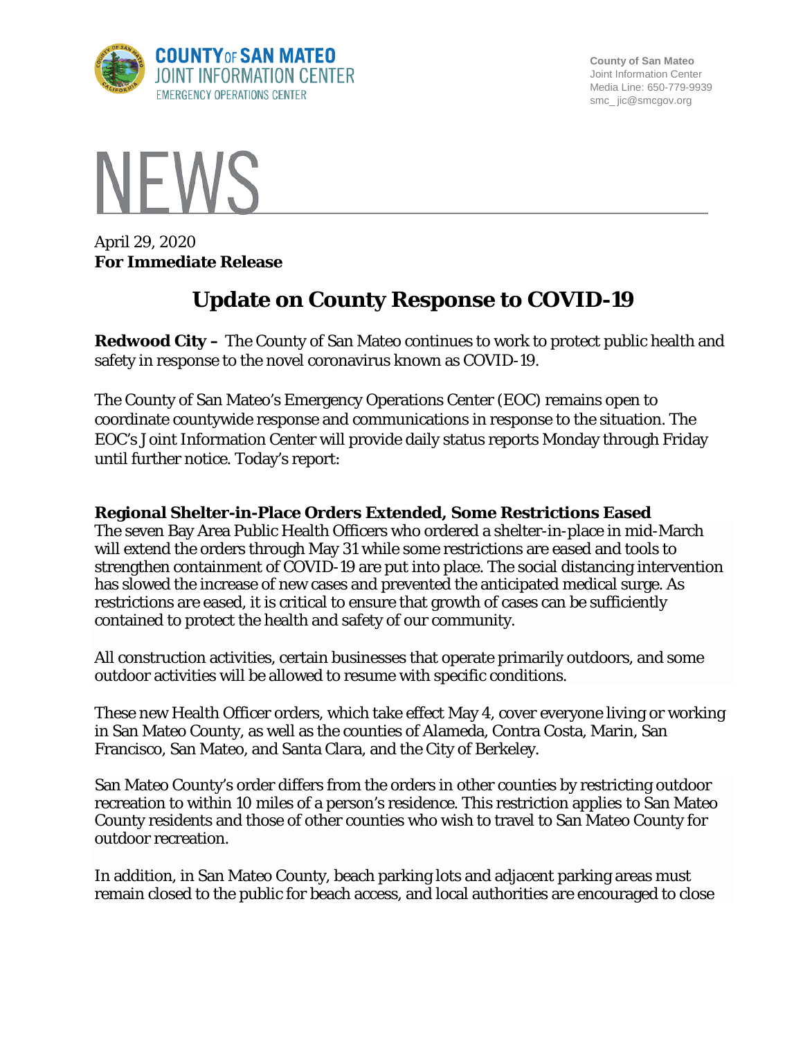**COUNTY OF SAN MATEO**
**JOINT INFORMATION CENTER**
EMERGENCY OPERATIONS CENTER

County of San Mateo
Joint Information Center
Media Line: 650-779-9939
smc_jic@smcgov.org

# NEWS

April 29, 2020
**For Immediate Release**

## Update on County Response to COVID-19

**Redwood City –** The County of San Mateo continues to work to protect public health and safety in response to the novel coronavirus known as COVID-19.

The County of San Mateo's Emergency Operations Center (EOC) remains open to coordinate countywide response and communications in response to the situation. The EOC's Joint Information Center will provide daily status reports Monday through Friday until further notice. Today's report:

### Regional Shelter-in-Place Orders Extended, Some Restrictions Eased

The seven Bay Area Public Health Officers who ordered a shelter-in-place in mid-March will extend the orders through May 31 while some restrictions are eased and tools to strengthen containment of COVID-19 are put into place. The social distancing intervention has slowed the increase of new cases and prevented the anticipated medical surge. As restrictions are eased, it is critical to ensure that growth of cases can be sufficiently contained to protect the health and safety of our community.

All construction activities, certain businesses that operate primarily outdoors, and some outdoor activities will be allowed to resume with specific conditions.

These new Health Officer orders, which take effect May 4, cover everyone living or working in San Mateo County, as well as the counties of Alameda, Contra Costa, Marin, San Francisco, San Mateo, and Santa Clara, and the City of Berkeley.

San Mateo County's order differs from the orders in other counties by restricting outdoor recreation to within 10 miles of a person's residence. This restriction applies to San Mateo County residents and those of other counties who wish to travel to San Mateo County for outdoor recreation.

In addition, in San Mateo County, beach parking lots and adjacent parking areas must remain closed to the public for beach access, and local authorities are encouraged to close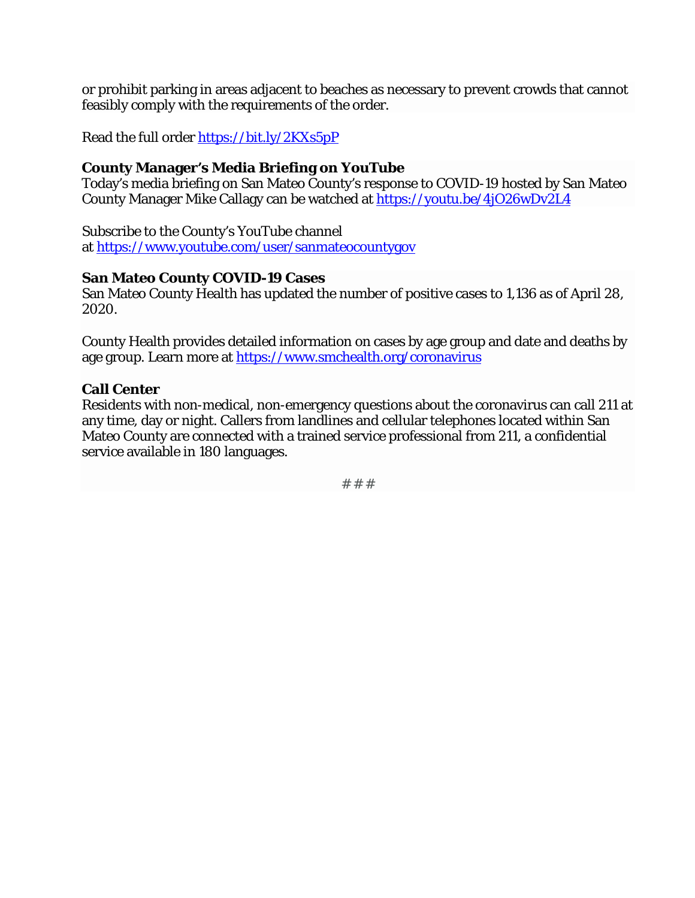or prohibit parking in areas adjacent to beaches as necessary to prevent crowds that cannot feasibly comply with the requirements of the order.

Read the full order https://bit.ly/2KXs5pP

**County Manager's Media Briefing on YouTube**
Today's media briefing on San Mateo County's response to COVID-19 hosted by San Mateo County Manager Mike Callagy can be watched at https://youtu.be/4jO26wDv2L4

Subscribe to the County's YouTube channel at https://www.youtube.com/user/sanmateocountygov

**San Mateo County COVID-19 Cases**
San Mateo County Health has updated the number of positive cases to 1,136 as of April 28, 2020.

County Health provides detailed information on cases by age group and date and deaths by age group. Learn more at https://www.smchealth.org/coronavirus

**Call Center**
Residents with non-medical, non-emergency questions about the coronavirus can call 211 at any time, day or night. Callers from landlines and cellular telephones located within San Mateo County are connected with a trained service professional from 211, a confidential service available in 180 languages.

# # #